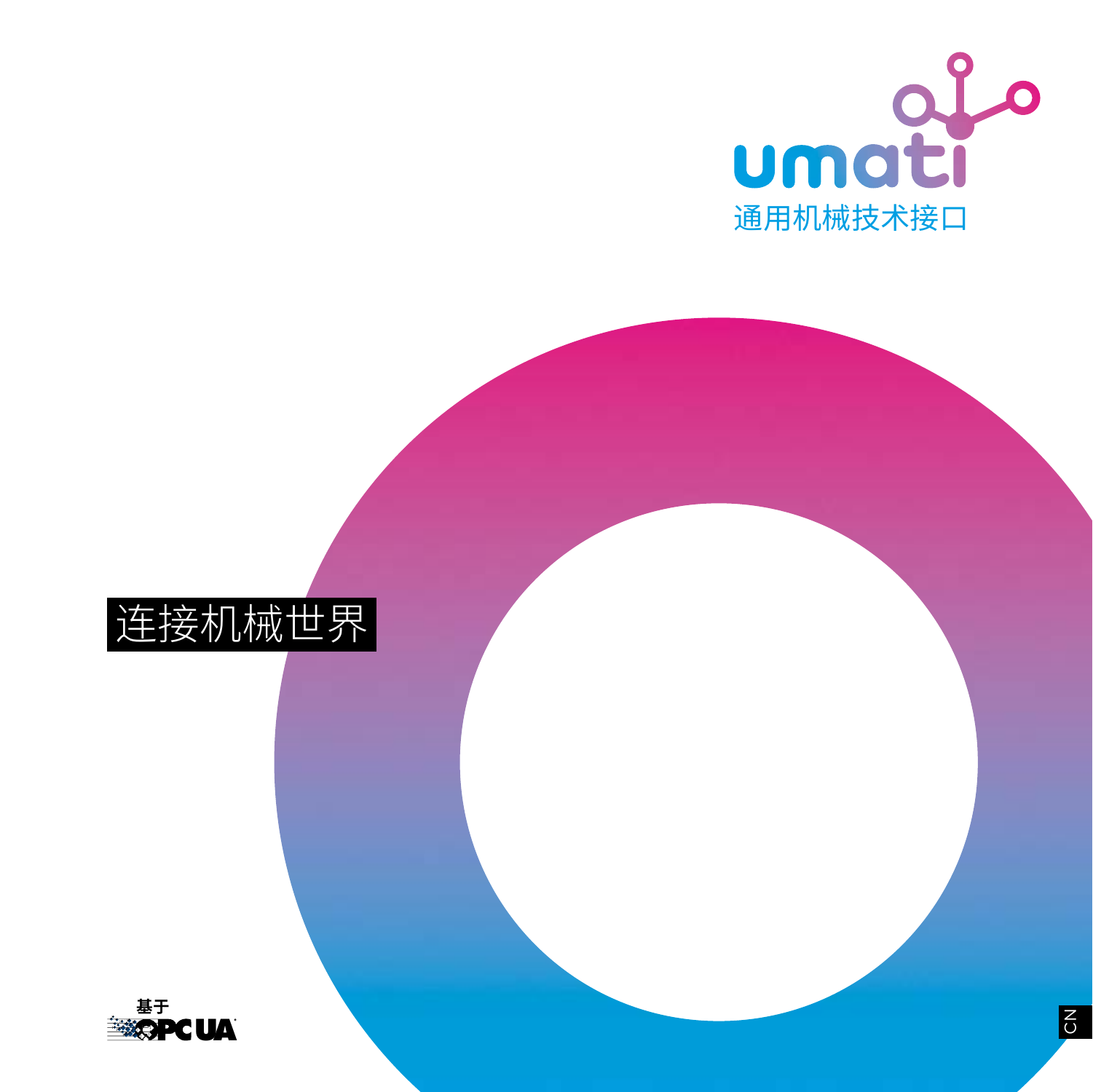umati

通用机械技术接口

# 连接机械世界

基于 OPC UA

CN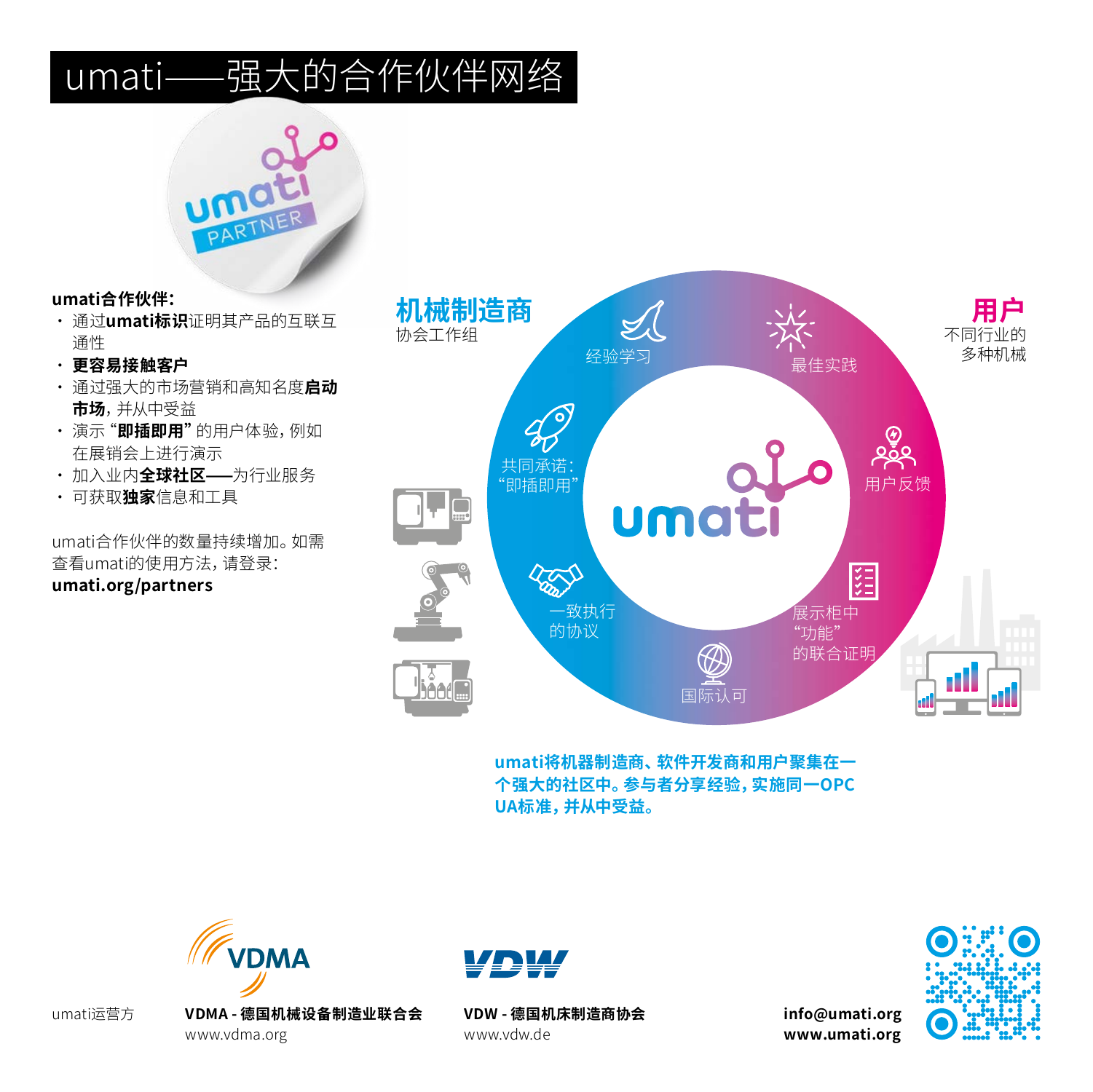# umati——强大的合作伙伴网络

**umati合作伙伴：**

- 通过**umati标识**证明其产品的互联互通性
- **更容易接触客户**
- 通过强大的市场营销和高知名度**启动市场**，并从中受益
- 演示 **“即插即用”** 的用户体验，例如在展销会上进行演示
- 加入业内**全球社区——**为行业服务
- 可获取**独家**信息和工具

umati合作伙伴的数量持续增加。如需查看umati的使用方法，请登录：
**umati.org/partners**

**机械制造商**
协会工作组

**用户**
不同行业的
多种机械

经验学习
最佳实践
用户反馈
展示柜中“功能”的联合证明
国际认可
一致执行的协议
共同承诺：“即插即用”

**umati将机器制造商、软件开发商和用户聚集在一个强大的社区中。参与者分享经验，实施同一OPC UA标准，并从中受益。**

umati运营方

**VDMA - 德国机械设备制造业联合会**
www.vdma.org

**VDW - 德国机床制造商协会**
www.vdw.de

**info@umati.org**
**www.umati.org**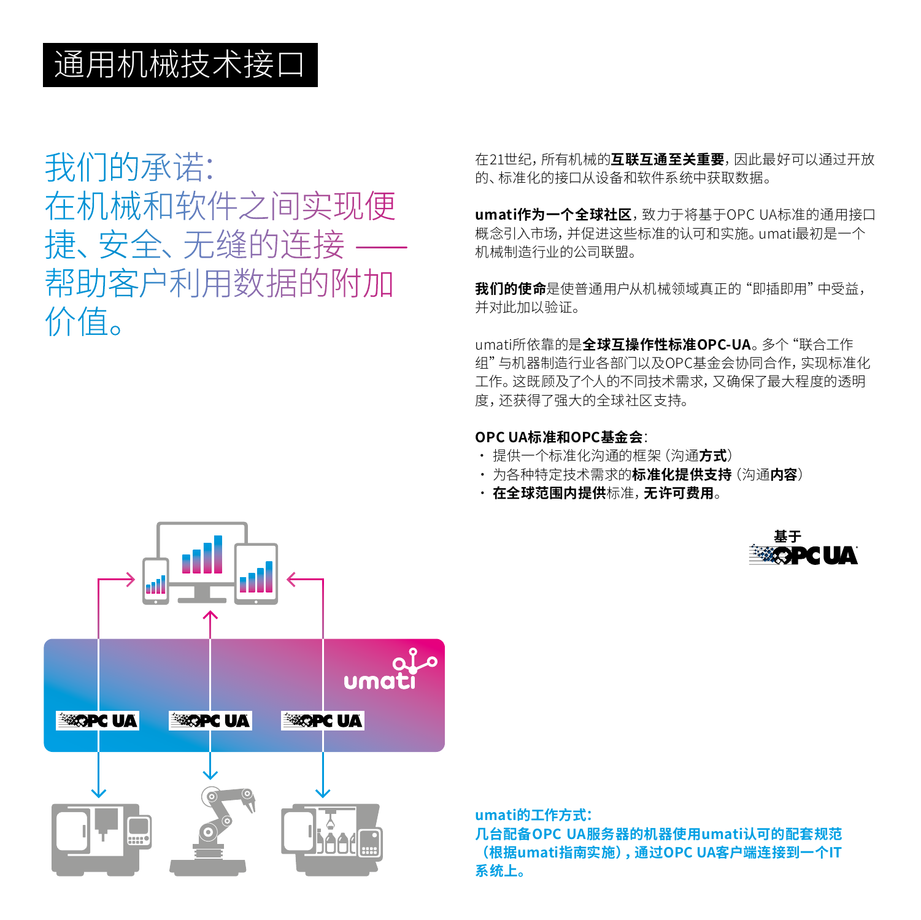# 通用机械技术接口

## 我们的承诺：在机械和软件之间实现便捷、安全、无缝的连接 —— 帮助客户利用数据的附加价值。

在21世纪，所有机械的**互联互通至关重要**，因此最好可以通过开放的、标准化的接口从设备和软件系统中获取数据。

**umati作为一个全球社区**，致力于将基于OPC UA标准的通用接口概念引入市场，并促进这些标准的认可和实施。umati最初是一个机械制造行业的公司联盟。

**我们的使命**是使普通用户从机械领域真正的“即插即用”中受益，并对此加以验证。

umati所依靠的是**全球互操作性标准OPC-UA**。多个“联合工作组”与机器制造行业各部门以及OPC基金会协同合作，实现标准化工作。这既顾及了个人的不同技术需求，又确保了最大程度的透明度，还获得了强大的全球社区支持。

**OPC UA标准和OPC基金会**：

- 提供一个标准化沟通的框架（沟通**方式**）
- 为各种特定技术需求的**标准化提供支持**（沟通**内容**）
- **在全球范围内提供**标准，**无许可费用**。

基于 OPC UA

umati

OPC UA

OPC UA

OPC UA

**umati的工作方式：**
**几台配备OPC UA服务器的机器使用umati认可的配套规范（根据umati指南实施），通过OPC UA客户端连接到一个IT系统上。**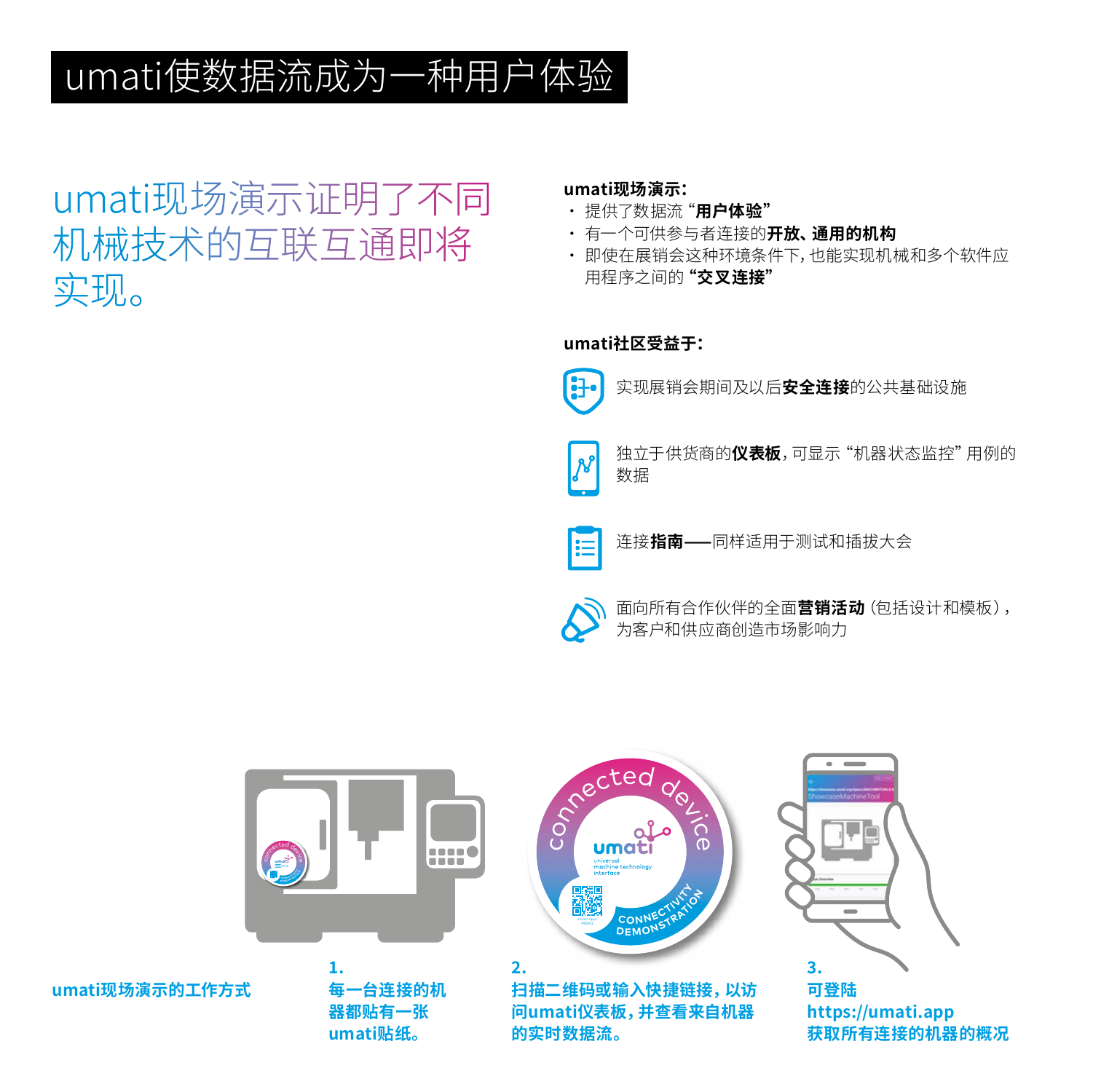# umati使数据流成为一种用户体验

## umati现场演示证明了不同机械技术的互联互通即将实现。

**umati现场演示：**

- 提供了数据流 “**用户体验**”
- 有一个可供参与者连接的**开放、通用的机构**
- 即使在展销会这种环境条件下，也能实现机械和多个软件应用程序之间的 **“交叉连接”**

**umati社区受益于：**

实现展销会期间及以后**安全连接**的公共基础设施

独立于供货商的**仪表板**，可显示 “机器状态监控” 用例的数据

连接**指南**——同样适用于测试和插拔大会

面向所有合作伙伴的全面**营销活动**（包括设计和模板），为客户和供应商创造市场影响力

connected device

umati
universal
machine technology
interface

CONNECTIVITY DEMONSTRATION

ShowcaseMachineTool

**umati现场演示的工作方式**

**1.**
**每一台连接的机器都贴有一张umati贴纸。**

**2.**
**扫描二维码或输入快捷链接，以访问umati仪表板，并查看来自机器的实时数据流。**

**3.**
**可登陆 https://umati.app 获取所有连接的机器的概况**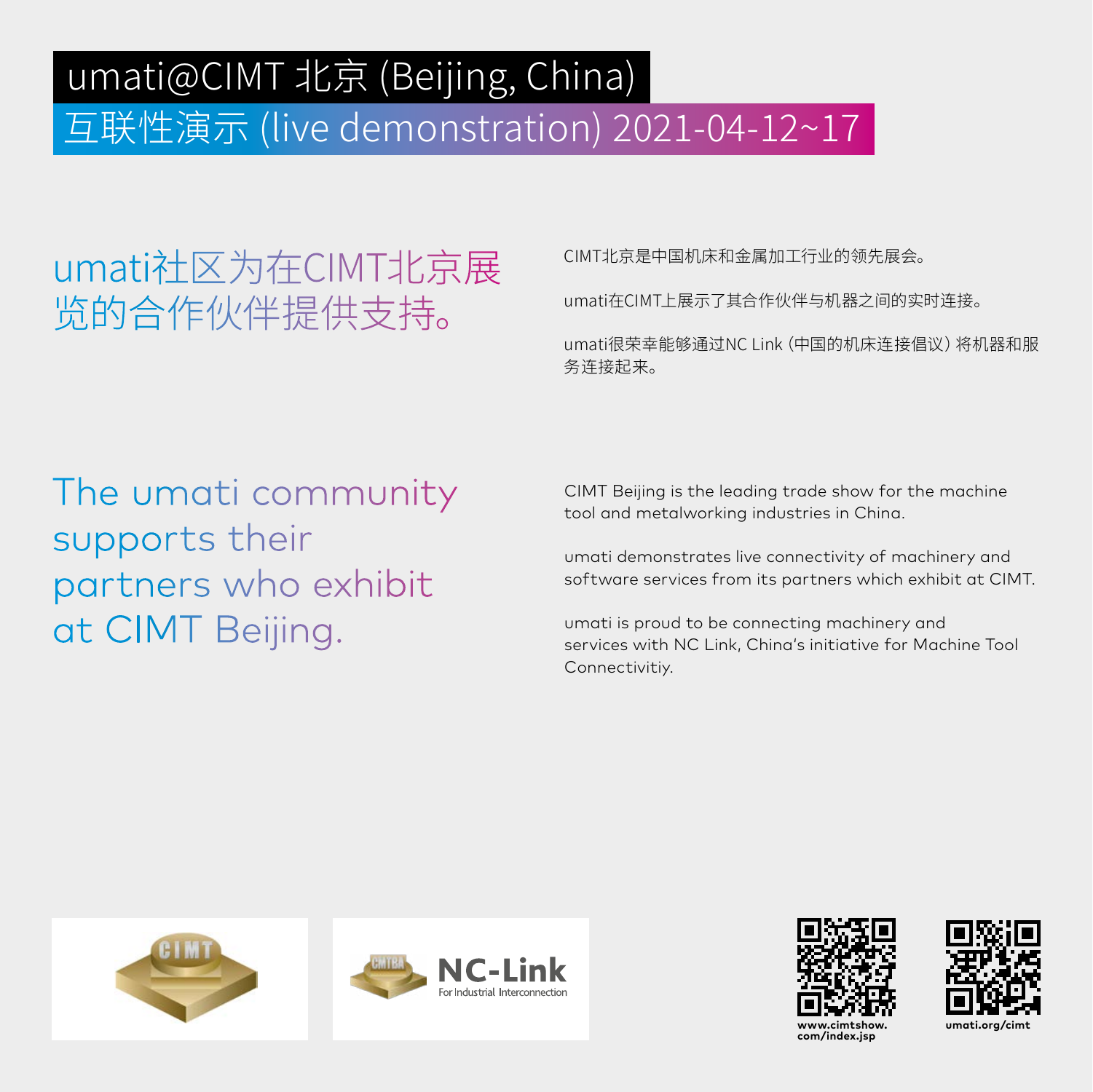# umati@CIMT 北京 (Beijing, China)

## 互联性演示 (live demonstration) 2021-04-12~17

## umati社区为在CIMT北京展览的合作伙伴提供支持。

CIMT北京是中国机床和金属加工行业的领先展会。

umati在CIMT上展示了其合作伙伴与机器之间的实时连接。

umati很荣幸能够通过NC Link（中国的机床连接倡议）将机器和服务连接起来。

## The umati community supports their partners who exhibit at CIMT Beijing.

CIMT Beijing is the leading trade show for the machine tool and metalworking industries in China.

umati demonstrates live connectivity of machinery and software services from its partners which exhibit at CIMT.

umati is proud to be connecting machinery and services with NC Link, China's initiative for Machine Tool Connectivitiy.

CIMT

CMTBA NC-Link For Industrial Interconnection

www.cimtshow.com/index.jsp

umati.org/cimt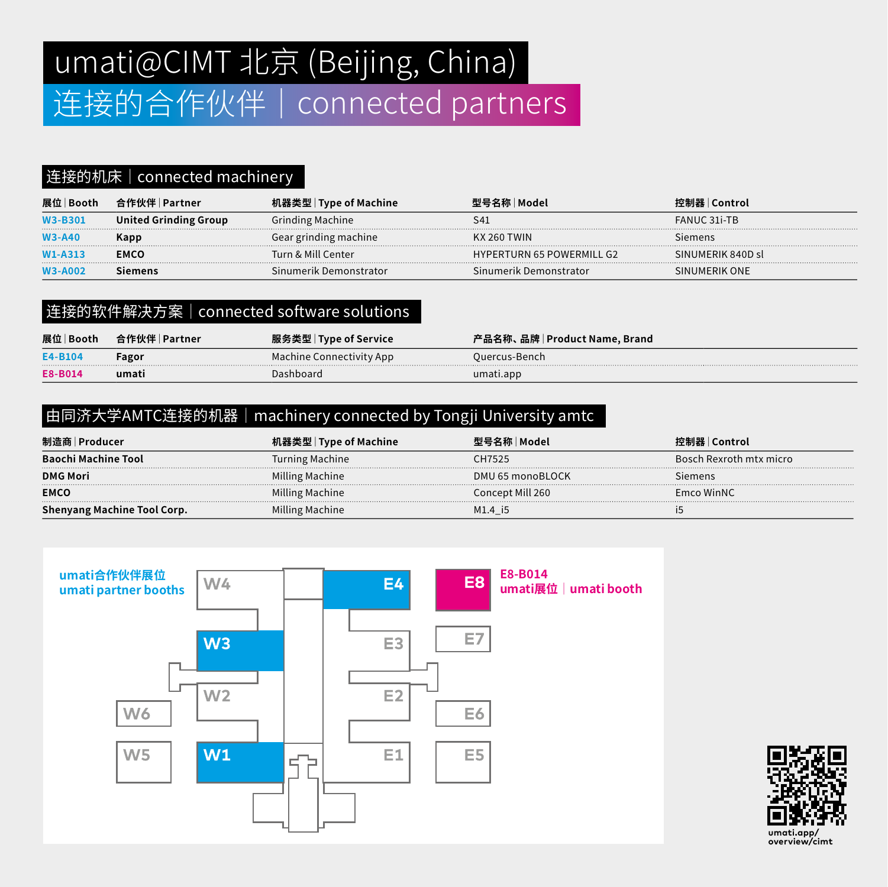# umati@CIMT 北京 (Beijing, China)

## 连接的合作伙伴｜connected partners

### 连接的机床｜connected machinery

| 展位 \| Booth | 合作伙伴 \| Partner | 机器类型 \| Type of Machine | 型号名称 \| Model | 控制器 \| Control |
|---|---|---|---|---|
| W3-B301 | **United Grinding Group** | Grinding Machine | S41 | FANUC 31i-TB |
| W3-A40 | **Kapp** | Gear grinding machine | KX 260 TWIN | Siemens |
| W1-A313 | **EMCO** | Turn & Mill Center | HYPERTURN 65 POWERMILL G2 | SINUMERIK 840D sl |
| W3-A002 | **Siemens** | Sinumerik Demonstrator | Sinumerik Demonstrator | SINUMERIK ONE |

### 连接的软件解决方案｜connected software solutions

| 展位 \| Booth | 合作伙伴 \| Partner | 服务类型 \| Type of Service | 产品名称、品牌 \| Product Name, Brand |
|---|---|---|---|
| E4-B104 | **Fagor** | Machine Connectivity App | Quercus-Bench |
| E8-B014 | **umati** | Dashboard | umati.app |

### 由同济大学AMTC连接的机器｜machinery connected by Tongji University amtc

| 制造商 \| Producer | 机器类型 \| Type of Machine | 型号名称 \| Model | 控制器 \| Control |
|---|---|---|---|
| **Baochi Machine Tool** | Turning Machine | CH7525 | Bosch Rexroth mtx micro |
| **DMG Mori** | Milling Machine | DMU 65 monoBLOCK | Siemens |
| **EMCO** | Milling Machine | Concept Mill 260 | Emco WinNC |
| **Shenyang Machine Tool Corp.** | Milling Machine | M1.4_i5 | i5 |

umati合作伙伴展位
umati partner booths

W4 E4 E8 W3 E3 E7 W2 E2 W6 E6 W5 W1 E1 E5

E8-B014
umati展位｜umati booth

umati.app/overview/cimt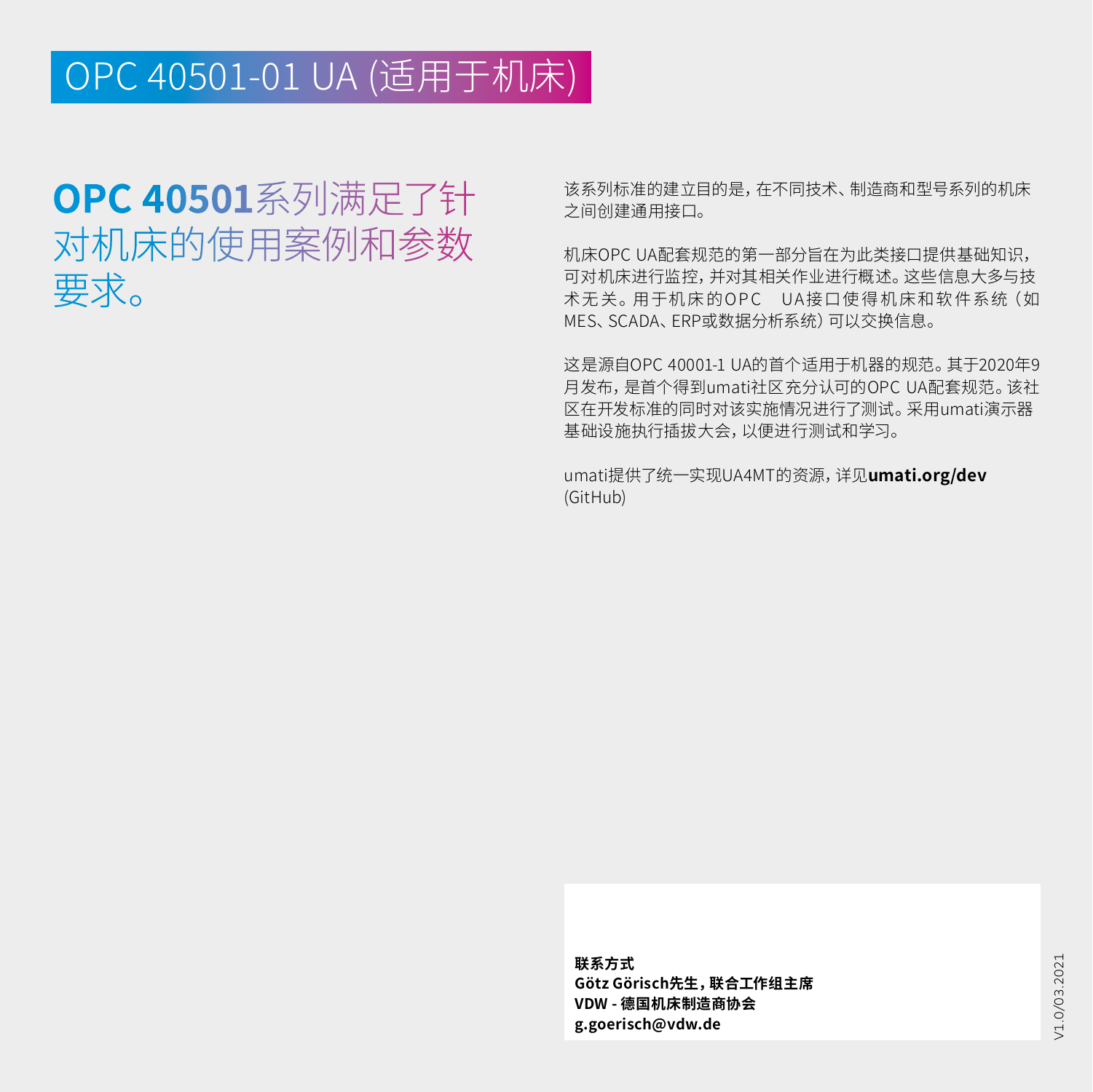# OPC 40501-01 UA (适用于机床)

## **OPC 40501**系列满足了针对机床的使用案例和参数要求。

该系列标准的建立目的是，在不同技术、制造商和型号系列的机床之间创建通用接口。

机床OPC UA配套规范的第一部分旨在为此类接口提供基础知识，可对机床进行监控，并对其相关作业进行概述。这些信息大多与技术无关。用于机床的OPC UA接口使得机床和软件系统（如MES、SCADA、ERP或数据分析系统）可以交换信息。

这是源自OPC 40001-1 UA的首个适用于机器的规范。其于2020年9月发布，是首个得到umati社区充分认可的OPC UA配套规范。该社区在开发标准的同时对该实施情况进行了测试。采用umati演示器基础设施执行插拔大会，以便进行测试和学习。

umati提供了统一实现UA4MT的资源，详见**umati.org/dev** (GitHub)

**联系方式**
**Götz Görisch先生，联合工作组主席**
**VDW - 德国机床制造商协会**
**g.goerisch@vdw.de**

V1.0/03.2021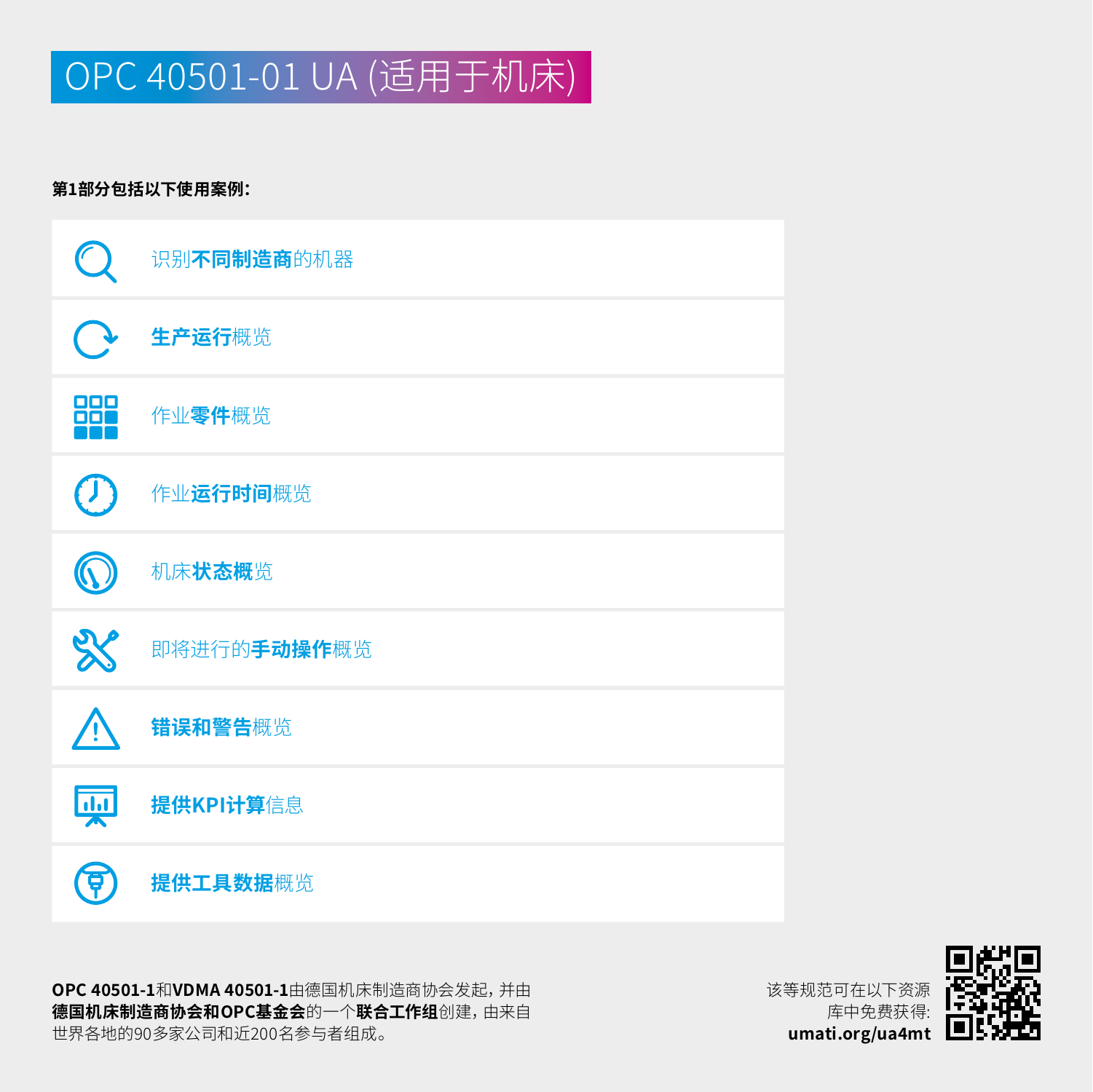# OPC 40501-01 UA (适用于机床)

**第1部分包括以下使用案例：**

- 识别**不同制造商**的机器
- **生产运行**概览
- 作业**零件**概览
- 作业**运行时间**概览
- 机床**状态概**览
- 即将进行的**手动操作**概览
- **错误和警告**概览
- **提供KPI计算**信息
- **提供工具数据**概览

**OPC 40501-1**和**VDMA 40501-1**由德国机床制造商协会发起，并由**德国机床制造商协会和OPC基金会**的一个**联合工作组**创建，由来自世界各地的90多家公司和近200名参与者组成。

该等规范可在以下资源库中免费获得：
**umati.org/ua4mt**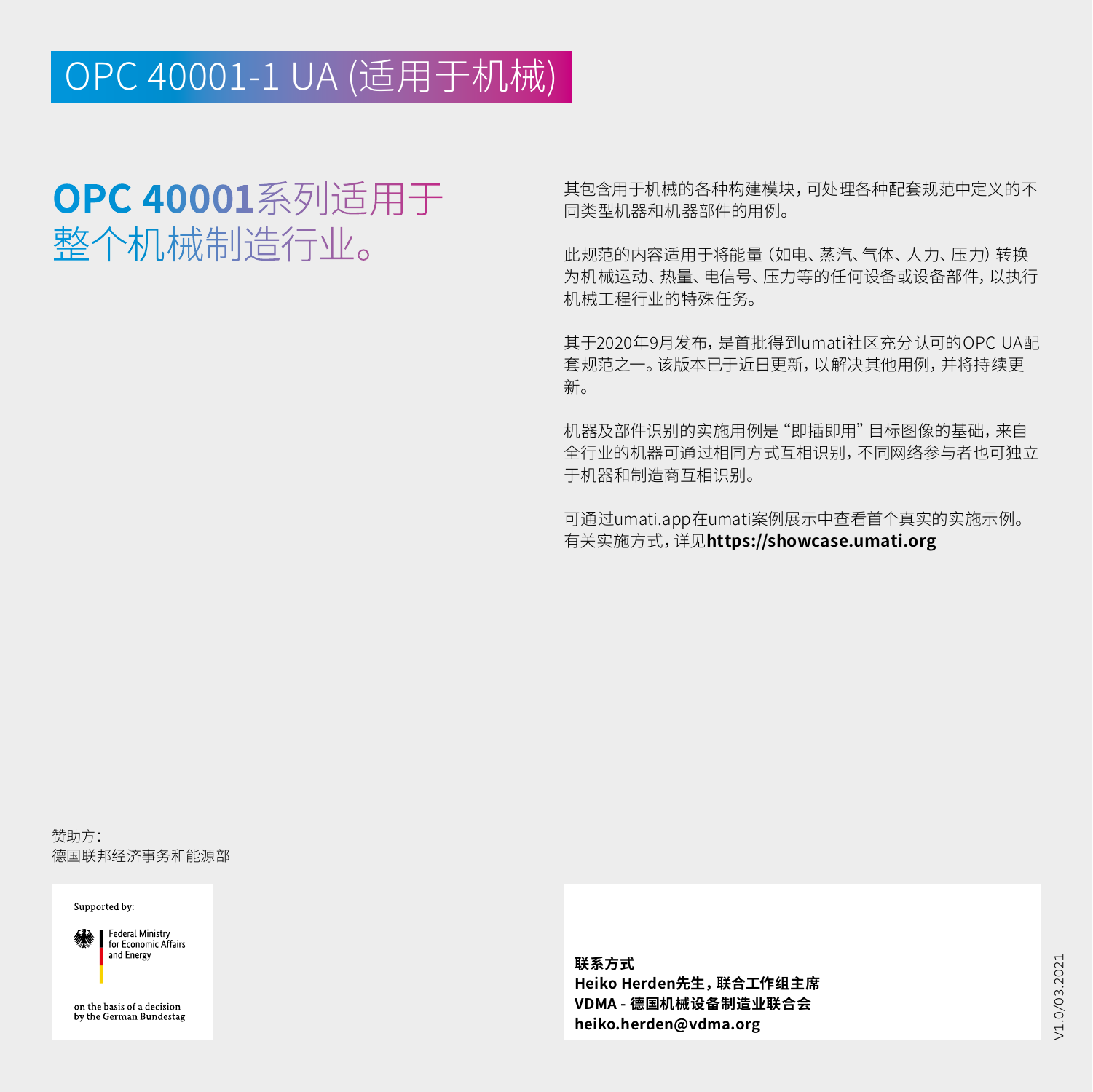# OPC 40001-1 UA (适用于机械)

## **OPC 40001**系列适用于整个机械制造行业。

其包含用于机械的各种构建模块，可处理各种配套规范中定义的不同类型机器和机器部件的用例。

此规范的内容适用于将能量（如电、蒸汽、气体、人力、压力）转换为机械运动、热量、电信号、压力等的任何设备或设备部件，以执行机械工程行业的特殊任务。

其于2020年9月发布，是首批得到umati社区充分认可的OPC UA配套规范之一。该版本已于近日更新，以解决其他用例，并将持续更新。

机器及部件识别的实施用例是“即插即用”目标图像的基础，来自全行业的机器可通过相同方式互相识别，不同网络参与者也可独立于机器和制造商互相识别。

可通过umati.app在umati案例展示中查看首个真实的实施示例。有关实施方式，详见**https://showcase.umati.org**

赞助方：
德国联邦经济事务和能源部

Supported by:

Federal Ministry
for Economic Affairs
and Energy

on the basis of a decision
by the German Bundestag

**联系方式**
**Heiko Herden先生，联合工作组主席**
**VDMA - 德国机械设备制造业联合会**
**heiko.herden@vdma.org**

V1.0/03.2021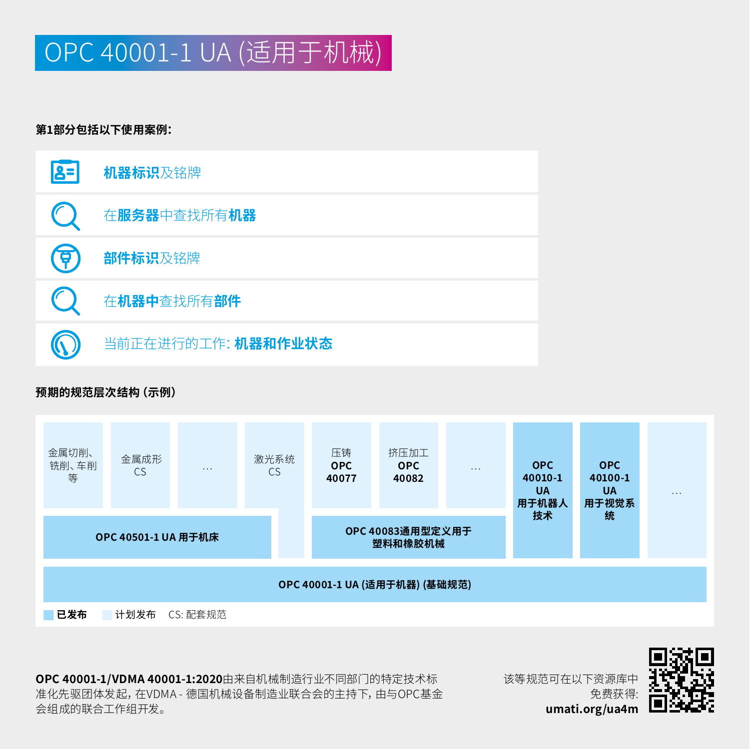# OPC 40001-1 UA (适用于机械)

**第1部分包括以下使用案例:**

- **机器标识**及铭牌
- 在**服务器**中查找所有**机器**
- **部件标识**及铭牌
- 在**机器中**查找所有**部件**
- 当前正在进行的工作: **机器和作业状态**

**预期的规范层次结构 (示例)**

金属切削、铣削、车削等

金属成形 CS

...

激光系统 CS

压铸 **OPC 40077**

挤压加工 **OPC 40082**

...

**OPC 40010-1 UA 用于机器人技术**

**OPC 40100-1 UA 用于视觉系统**

...

**OPC 40501-1 UA 用于机床**

**OPC 40083通用型定义用于塑料和橡胶机械**

**OPC 40001-1 UA (适用于机器) (基础规范)**

**已发布** 计划发布 CS: 配套规范

**OPC 40001-1/VDMA 40001-1:2020**由来自机械制造行业不同部门的特定技术标准化先驱团体发起, 在VDMA - 德国机械设备制造业联合会的主持下, 由与OPC基金会组成的联合工作组开发。

该等规范可在以下资源库中免费获得:
**umati.org/ua4m**